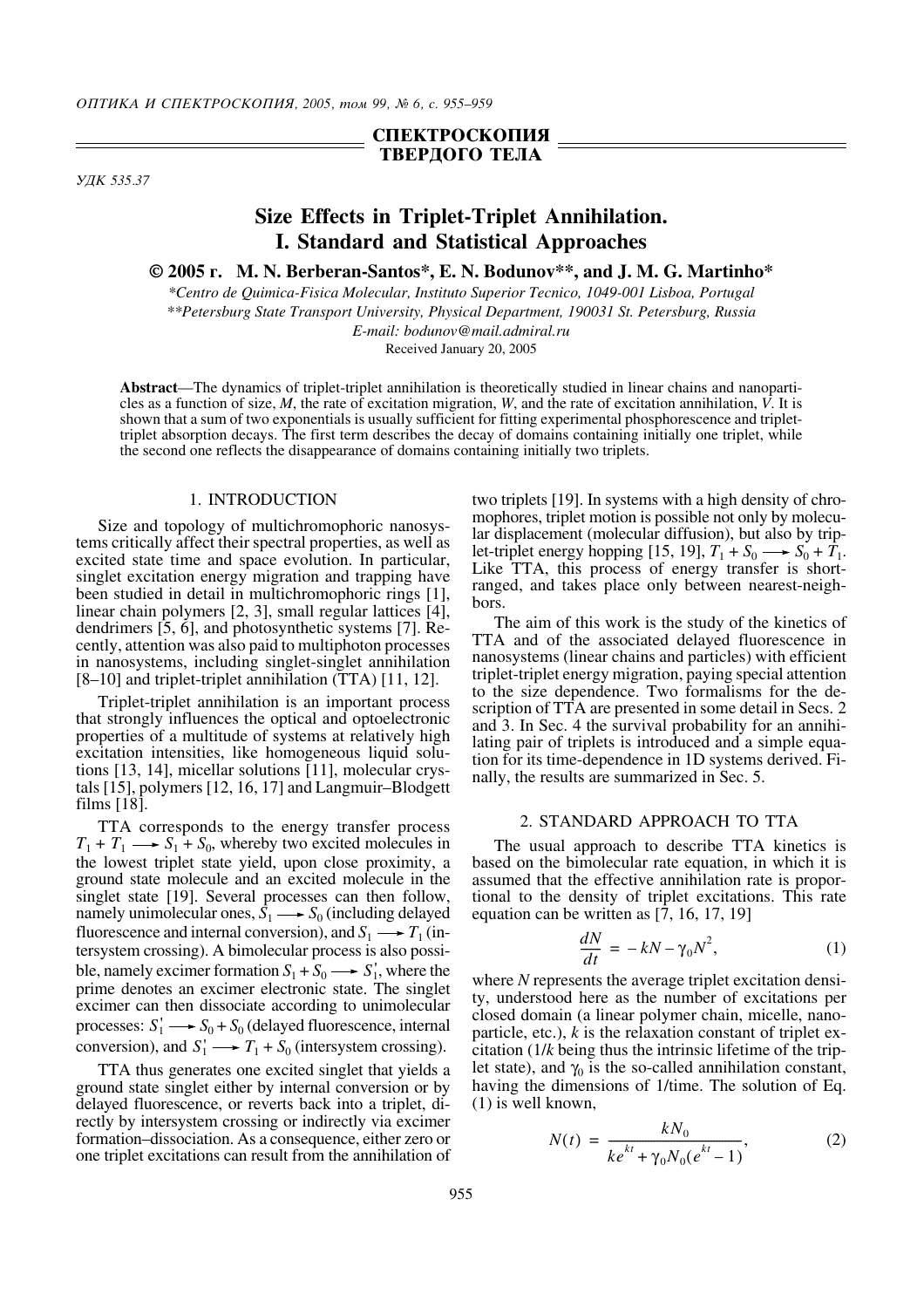## СПЕКТРОСКОПИЯ ТВЕРДОГО ТЕЛА

УДК 535.37

# Size Effects in Triplet-Triplet Annihilation. I. Standard and Statistical Approaches

**© 2005 г. M. N. Berberan-Santos\*, E. N. Bodunov\*\*, and J. M. G. Martinho\***

*\*Centro de Quimica-Fisica Molecular, Instituto Superior Tecnico, 1049-001 Lisboa, Portugal*

*\*\*Petersburg State Transport University, Physical Department, 190031 St. Petersburg, Russia*

*E-mail: bodunov@mail.admiral.ru*

Received January 20, 2005

**Abstract**—The dynamics of triplet-triplet annihilation is theoretically studied in linear chains and nanoparticles as a function of size, $M$, the rate of excitation migration, $W$, and the rate of excitation annihilation, $V$. It is shown that a sum of two exponentials is usually sufficient for fitting experimental phosphorescence and triplet-triplet absorption decays. The first term describes the decay of domains containing initially one triplet, while the second one reflects the disappearance of domains containing initially two triplets.

## 1. INTRODUCTION

Size and topology of multichromophoric nanosystems critically affect their spectral properties, as well as excited state time and space evolution. In particular, singlet excitation energy migration and trapping have been studied in detail in multichromophoric rings [1], linear chain polymers [2, 3], small regular lattices [4], dendrimers [5, 6], and photosynthetic systems [7]. Recently, attention was also paid to multiphoton processes in nanosystems, including singlet-singlet annihilation [8–10] and triplet-triplet annihilation (TTA) [11, 12].

Triplet-triplet annihilation is an important process that strongly influences the optical and optoelectronic properties of a multitude of systems at relatively high excitation intensities, like homogeneous liquid solutions [13, 14], micellar solutions [11], molecular crystals [15], polymers [12, 16, 17] and Langmuir–Blodgett films [18].

TTA corresponds to the energy transfer process $T_1 + T_1 \longrightarrow S_1 + S_0$, whereby two excited molecules in the lowest triplet state yield, upon close proximity, a ground state molecule and an excited molecule in the singlet state [19]. Several processes can then follow, namely unimolecular ones, $S_1 \longrightarrow S_0$ (including delayed fluorescence and internal conversion), and $S_1 \longrightarrow T_1$ (intersystem crossing). A bimolecular process is also possible, namely excimer formation $S_1 + S_0 \longrightarrow S_1'$, where the prime denotes an excimer electronic state. The singlet excimer can then dissociate according to unimolecular processes: $S_1' \longrightarrow S_0 + S_0$ (delayed fluorescence, internal conversion), and $S_1' \longrightarrow T_1 + S_0$ (intersystem crossing).

TTA thus generates one excited singlet that yields a ground state singlet either by internal conversion or by delayed fluorescence, or reverts back into a triplet, directly by intersystem crossing or indirectly via excimer formation–dissociation. As a consequence, either zero or one triplet excitations can result from the annihilation of two triplets [19]. In systems with a high density of chromophores, triplet motion is possible not only by molecular displacement (molecular diffusion), but also by triplet-triplet energy hopping [15, 19], $T_1 + S_0 \longrightarrow S_0 + T_1$. Like TTA, this process of energy transfer is short-ranged, and takes place only between nearest-neighbors.

The aim of this work is the study of the kinetics of TTA and of the associated delayed fluorescence in nanosystems (linear chains and particles) with efficient triplet-triplet energy migration, paying special attention to the size dependence. Two formalisms for the description of TTA are presented in some detail in Secs. 2 and 3. In Sec. 4 the survival probability for an annihilating pair of triplets is introduced and a simple equation for its time-dependence in 1D systems derived. Finally, the results are summarized in Sec. 5.

## 2. STANDARD APPROACH TO TTA

The usual approach to describe TTA kinetics is based on the bimolecular rate equation, in which it is assumed that the effective annihilation rate is proportional to the density of triplet excitations. This rate equation can be written as [7, 16, 17, 19]

$$\frac{dN}{dt} = -kN - \gamma_0 N^2, \tag{1}$$

where $N$ represents the average triplet excitation density, understood here as the number of excitations per closed domain (a linear polymer chain, micelle, nanoparticle, etc.), $k$ is the relaxation constant of triplet excitation ($1/k$ being thus the intrinsic lifetime of the triplet state), and $\gamma_0$ is the so-called annihilation constant, having the dimensions of 1/time. The solution of Eq. (1) is well known,

$$N(t) = \frac{kN_0}{ke^{kt} + \gamma_0 N_0 (e^{kt} - 1)}, \tag{2}$$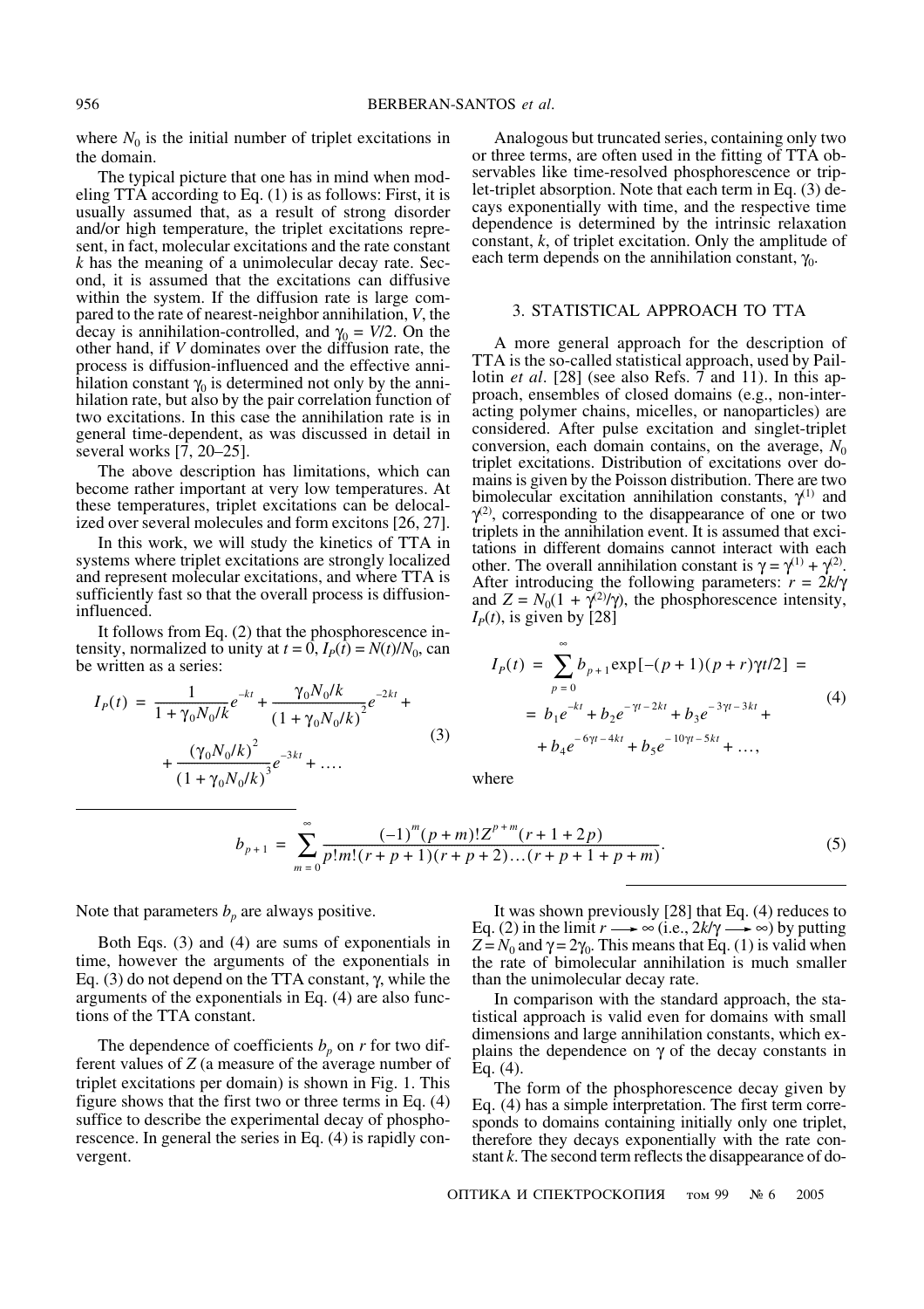where $N_0$ is the initial number of triplet excitations in the domain.

The typical picture that one has in mind when modeling TTA according to Eq. (1) is as follows: First, it is usually assumed that, as a result of strong disorder and/or high temperature, the triplet excitations represent, in fact, molecular excitations and the rate constant $k$ has the meaning of a unimolecular decay rate. Second, it is assumed that the excitations can diffusive within the system. If the diffusion rate is large compared to the rate of nearest-neighbor annihilation, $V$, the decay is annihilation-controlled, and $\gamma_0 = V/2$. On the other hand, if $V$ dominates over the diffusion rate, the process is diffusion-influenced and the effective annihilation constant $\gamma_0$ is determined not only by the annihilation rate, but also by the pair correlation function of two excitations. In this case the annihilation rate is in general time-dependent, as was discussed in detail in several works [7, 20–25].

The above description has limitations, which can become rather important at very low temperatures. At these temperatures, triplet excitations can be delocalized over several molecules and form excitons [26, 27].

In this work, we will study the kinetics of TTA in systems where triplet excitations are strongly localized and represent molecular excitations, and where TTA is sufficiently fast so that the overall process is diffusion-influenced.

It follows from Eq. (2) that the phosphorescence intensity, normalized to unity at $t = 0$, $I_P(t) = N(t)/N_0$, can be written as a series:

$$I_P(t) = \frac{1}{1+\gamma_0 N_0/k}e^{-kt} + \frac{\gamma_0 N_0/k}{(1+\gamma_0 N_0/k)^2}e^{-2kt} + \frac{(\gamma_0 N_0/k)^2}{(1+\gamma_0 N_0/k)^3}e^{-3kt} + \ldots. \tag{3}$$

Analogous but truncated series, containing only two or three terms, are often used in the fitting of TTA observables like time-resolved phosphorescence or triplet-triplet absorption. Note that each term in Eq. (3) decays exponentially with time, and the respective time dependence is determined by the intrinsic relaxation constant, $k$, of triplet excitation. Only the amplitude of each term depends on the annihilation constant, $\gamma_0$.

## 3. STATISTICAL APPROACH TO TTA

A more general approach for the description of TTA is the so-called statistical approach, used by Paillotin *et al*. [28] (see also Refs. 7 and 11). In this approach, ensembles of closed domains (e.g., non-interacting polymer chains, micelles, or nanoparticles) are considered. After pulse excitation and singlet-triplet conversion, each domain contains, on the average, $N_0$ triplet excitations. Distribution of excitations over domains is given by the Poisson distribution. There are two bimolecular excitation annihilation constants, $\gamma^{(1)}$ and $\gamma^{(2)}$, corresponding to the disappearance of one or two triplets in the annihilation event. It is assumed that excitations in different domains cannot interact with each other. The overall annihilation constant is $\gamma = \gamma^{(1)} + \gamma^{(2)}$. After introducing the following parameters: $r = 2k/\gamma$ and $Z = N_0(1 + \gamma^{(2)}/\gamma)$, the phosphorescence intensity, $I_P(t)$, is given by [28]

$$\begin{aligned} I_P(t) &= \sum_{p=0}^{\infty} b_{p+1}\exp[-(p+1)(p+r)\gamma t/2] = \\ &= b_1 e^{-kt} + b_2 e^{-\gamma t - 2kt} + b_3 e^{-3\gamma t - 3kt} + \\ &+ b_4 e^{-6\gamma t - 4kt} + b_5 e^{-10\gamma t - 5kt} + \ldots, \end{aligned} \tag{4}$$

where

$$b_{p+1} = \sum_{m=0}^{\infty} \frac{(-1)^m (p+m)! Z^{p+m}(r+1+2p)}{p!m!(r+p+1)(r+p+2)\ldots(r+p+1+p+m)}. \tag{5}$$

Note that parameters $b_p$ are always positive.

Both Eqs. (3) and (4) are sums of exponentials in time, however the arguments of the exponentials in Eq. (3) do not depend on the TTA constant, $\gamma$, while the arguments of the exponentials in Eq. (4) are also functions of the TTA constant.

The dependence of coefficients $b_p$ on $r$ for two different values of $Z$ (a measure of the average number of triplet excitations per domain) is shown in Fig. 1. This figure shows that the first two or three terms in Eq. (4) suffice to describe the experimental decay of phosphorescence. In general the series in Eq. (4) is rapidly convergent.

It was shown previously [28] that Eq. (4) reduces to Eq. (2) in the limit $r \longrightarrow \infty$ (i.e., $2k/\gamma \longrightarrow \infty$) by putting $Z = N_0$ and $\gamma = 2\gamma_0$. This means that Eq. (1) is valid when the rate of bimolecular annihilation is much smaller than the unimolecular decay rate.

In comparison with the standard approach, the statistical approach is valid even for domains with small dimensions and large annihilation constants, which explains the dependence on $\gamma$ of the decay constants in Eq. (4).

The form of the phosphorescence decay given by Eq. (4) has a simple interpretation. The first term corresponds to domains containing initially only one triplet, therefore they decays exponentially with the rate constant $k$. The second term reflects the disappearance of do-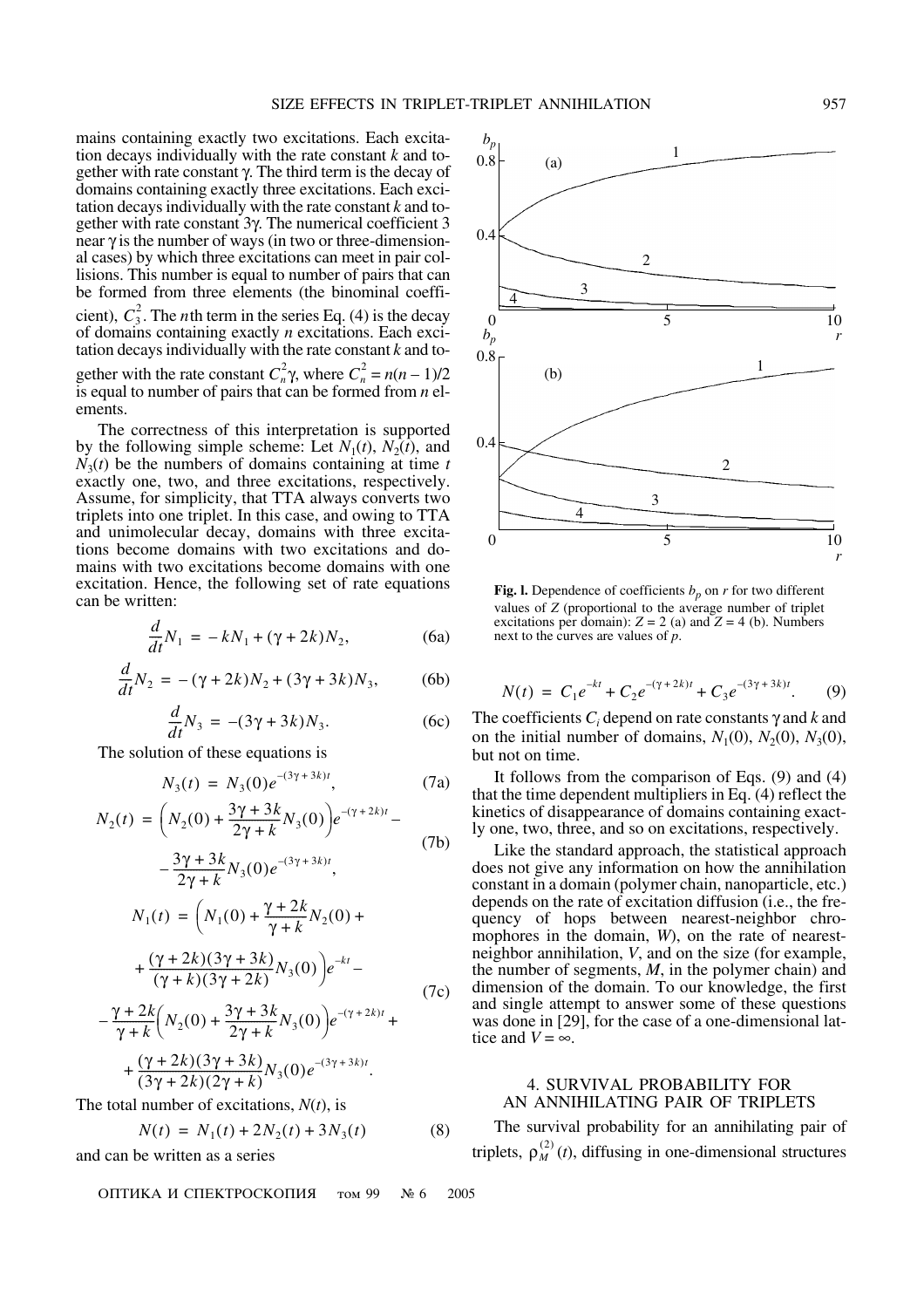mains containing exactly two excitations. Each excitation decays individually with the rate constant $k$ and together with rate constant $\gamma$. The third term is the decay of domains containing exactly three excitations. Each excitation decays individually with the rate constant $k$ and together with rate constant $3\gamma$. The numerical coefficient 3 near $\gamma$ is the number of ways (in two or three-dimensional cases) by which three excitations can meet in pair collisions. This number is equal to number of pairs that can be formed from three elements (the binominal coefficient), $C_3^2$. The $n$th term in the series Eq. (4) is the decay of domains containing exactly $n$ excitations. Each excitation decays individually with the rate constant $k$ and together with the rate constant $C_n^2\gamma$, where $C_n^2 = n(n-1)/2$ is equal to number of pairs that can be formed from $n$ elements.

The correctness of this interpretation is supported by the following simple scheme: Let $N_1(t)$, $N_2(t)$, and $N_3(t)$ be the numbers of domains containing at time $t$ exactly one, two, and three excitations, respectively. Assume, for simplicity, that TTA always converts two triplets into one triplet. In this case, and owing to TTA and unimolecular decay, domains with three excitations become domains with two excitations and domains with two excitations become domains with one excitation. Hence, the following set of rate equations can be written:

$$\frac{d}{dt}N_1 = -kN_1 + (\gamma + 2k)N_2, \tag{6a}$$

$$\frac{d}{dt}N_2 = -(\gamma + 2k)N_2 + (3\gamma + 3k)N_3, \tag{6b}$$

$$\frac{d}{dt}N_3 = -(3\gamma + 3k)N_3. \tag{6c}$$

The solution of these equations is

$$N_3(t) = N_3(0)e^{-(3\gamma + 3k)t}, \tag{7a}$$

$$N_2(t) = \left(N_2(0) + \frac{3\gamma + 3k}{2\gamma + k}N_3(0)\right)e^{-(\gamma + 2k)t} - \frac{3\gamma + 3k}{2\gamma + k}N_3(0)e^{-(3\gamma + 3k)t}, \tag{7b}$$

$$\begin{aligned} N_1(t) = {} & \left(N_1(0) + \frac{\gamma + 2k}{\gamma + k}N_2(0) + \frac{(\gamma + 2k)(3\gamma + 3k)}{(\gamma + k)(3\gamma + 2k)}N_3(0)\right)e^{-kt} \\ & - \frac{\gamma + 2k}{\gamma + k}\left(N_2(0) + \frac{3\gamma + 3k}{2\gamma + k}N_3(0)\right)e^{-(\gamma + 2k)t} \\ & + \frac{(\gamma + 2k)(3\gamma + 3k)}{(3\gamma + 2k)(2\gamma + k)}N_3(0)e^{-(3\gamma + 3k)t}. \end{aligned} \tag{7c}$$

The total number of excitations, $N(t)$, is

$$N(t) = N_1(t) + 2N_2(t) + 3N_3(t) \tag{8}$$

and can be written as a series

$$N(t) = C_1e^{-kt} + C_2e^{-(\gamma + 2k)t} + C_3e^{-(3\gamma + 3k)t}. \tag{9}$$

The coefficients $C_i$ depend on rate constants $\gamma$ and $k$ and on the initial number of domains, $N_1(0)$, $N_2(0)$, $N_3(0)$, but not on time.

It follows from the comparison of Eqs. (9) and (4) that the time dependent multipliers in Eq. (4) reflect the kinetics of disappearance of domains containing exactly one, two, three, and so on excitations, respectively.

Like the standard approach, the statistical approach does not give any information on how the annihilation constant in a domain (polymer chain, nanoparticle, etc.) depends on the rate of excitation diffusion (i.e., the frequency of hops between nearest-neighbor chromophores in the domain, $W$), on the rate of nearest-neighbor annihilation, $V$, and on the size (for example, the number of segments, $M$, in the polymer chain) and dimension of the domain. To our knowledge, the first and single attempt to answer some of these questions was done in [29], for the case of a one-dimensional lattice and $V = \infty$.

Fig. 1. Dependence of coefficients $b_p$ on $r$ for two different values of $Z$ (proportional to the average number of triplet excitations per domain): $Z = 2$ (a) and $Z = 4$ (b). Numbers next to the curves are values of $p$.

## 4. SURVIVAL PROBABILITY FOR AN ANNIHILATING PAIR OF TRIPLETS

The survival probability for an annihilating pair of triplets, $\rho_M^{(2)}(t)$, diffusing in one-dimensional structures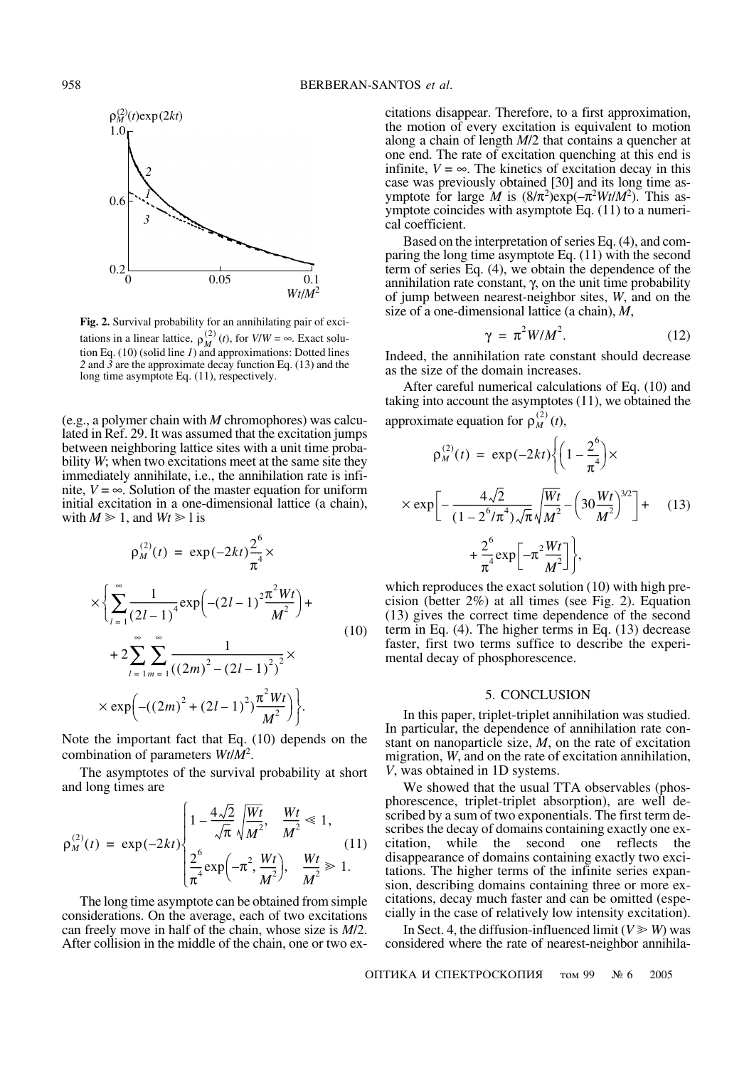$\rho_M^{(2)}(t)\exp(2kt)$

Wt/M²

**Fig. 2.** Survival probability for an annihilating pair of excitations in a linear lattice, $\rho_M^{(2)}(t)$, for $V/W = \infty$. Exact solution Eq. (10) (solid line *1*) and approximations: Dotted lines *2* and *3* are the approximate decay function Eq. (13) and the long time asymptote Eq. (11), respectively.

(e.g., a polymer chain with $M$ chromophores) was calculated in Ref. 29. It was assumed that the excitation jumps between neighboring lattice sites with a unit time probability $W$; when two excitations meet at the same site they immediately annihilate, i.e., the annihilation rate is infinite, $V = \infty$. Solution of the master equation for uniform initial excitation in a one-dimensional lattice (a chain), with $M \gg 1$, and $Wt \gg 1$ is

$$\rho_M^{(2)}(t) = \exp(-2kt)\frac{2^6}{\pi^4}\times$$
$$\times\left\{\sum_{l=1}^{\infty}\frac{1}{(2l-1)^4}\exp\left(-(2l-1)^2\frac{\pi^2 Wt}{M^2}\right)+\right.$$
$$+2\sum_{l=1}^{\infty}\sum_{m=1}^{\infty}\frac{1}{((2m)^2-(2l-1)^2)^2}\times \tag{10}$$
$$\left.\times\exp\left(-((2m)^2+(2l-1)^2)\frac{\pi^2 Wt}{M^2}\right)\right\}.$$

Note the important fact that Eq. (10) depends on the combination of parameters $Wt/M^2$.

The asymptotes of the survival probability at short and long times are

$$\rho_M^{(2)}(t) = \exp(-2kt)\begin{cases}1-\dfrac{4\sqrt{2}}{\sqrt{\pi}}\sqrt{\dfrac{Wt}{M^2}}, & \dfrac{Wt}{M^2}\ll 1,\\[2ex] \dfrac{2^6}{\pi^4}\exp\left(-\pi^2,\dfrac{Wt}{M^2}\right), & \dfrac{Wt}{M^2}\gg 1.\end{cases} \tag{11}$$

The long time asymptote can be obtained from simple considerations. On the average, each of two excitations can freely move in half of the chain, whose size is $M/2$. After collision in the middle of the chain, one or two excitations disappear. Therefore, to a first approximation, the motion of every excitation is equivalent to motion along a chain of length $M/2$ that contains a quencher at one end. The rate of excitation quenching at this end is infinite, $V = \infty$. The kinetics of excitation decay in this case was previously obtained [30] and its long time asymptote for large $M$ is $(8/\pi^2)\exp(-\pi^2 Wt/M^2)$. This asymptote coincides with asymptote Eq. (11) to a numerical coefficient.

Based on the interpretation of series Eq. (4), and comparing the long time asymptote Eq. (11) with the second term of series Eq. (4), we obtain the dependence of the annihilation rate constant, $\gamma$, on the unit time probability of jump between nearest-neighbor sites, $W$, and on the size of a one-dimensional lattice (a chain), $M$,

$$\gamma = \pi^2 W/M^2. \tag{12}$$

Indeed, the annihilation rate constant should decrease as the size of the domain increases.

After careful numerical calculations of Eq. (10) and taking into account the asymptotes (11), we obtained the approximate equation for $\rho_M^{(2)}(t)$,

$$\rho_M^{(2)}(t) = \exp(-2kt)\left\{\left(1-\frac{2^6}{\pi^4}\right)\times\right.$$
$$\times\exp\left[-\frac{4\sqrt{2}}{(1-2^6/\pi^4)\sqrt{\pi}}\sqrt{\frac{Wt}{M^2}}-\left(30\frac{Wt}{M^2}\right)^{3/2}\right]+ \tag{13}$$
$$\left.+\frac{2^6}{\pi^4}\exp\left[-\pi^2\frac{Wt}{M^2}\right]\right\},$$

which reproduces the exact solution (10) with high precision (better 2%) at all times (see Fig. 2). Equation (13) gives the correct time dependence of the second term in Eq. (4). The higher terms in Eq. (13) decrease faster, first two terms suffice to describe the experimental decay of phosphorescence.

## 5. CONCLUSION

In this paper, triplet-triplet annihilation was studied. In particular, the dependence of annihilation rate constant on nanoparticle size, $M$, on the rate of excitation migration, $W$, and on the rate of excitation annihilation, $V$, was obtained in 1D systems.

We showed that the usual TTA observables (phosphorescence, triplet-triplet absorption), are well described by a sum of two exponentials. The first term describes the decay of domains containing exactly one excitation, while the second one reflects the disappearance of domains containing exactly two excitations. The higher terms of the infinite series expansion, describing domains containing three or more excitations, decay much faster and can be omitted (especially in the case of relatively low intensity excitation).

In Sect. 4, the diffusion-influenced limit ($V \gg W$) was considered where the rate of nearest-neighbor annihila-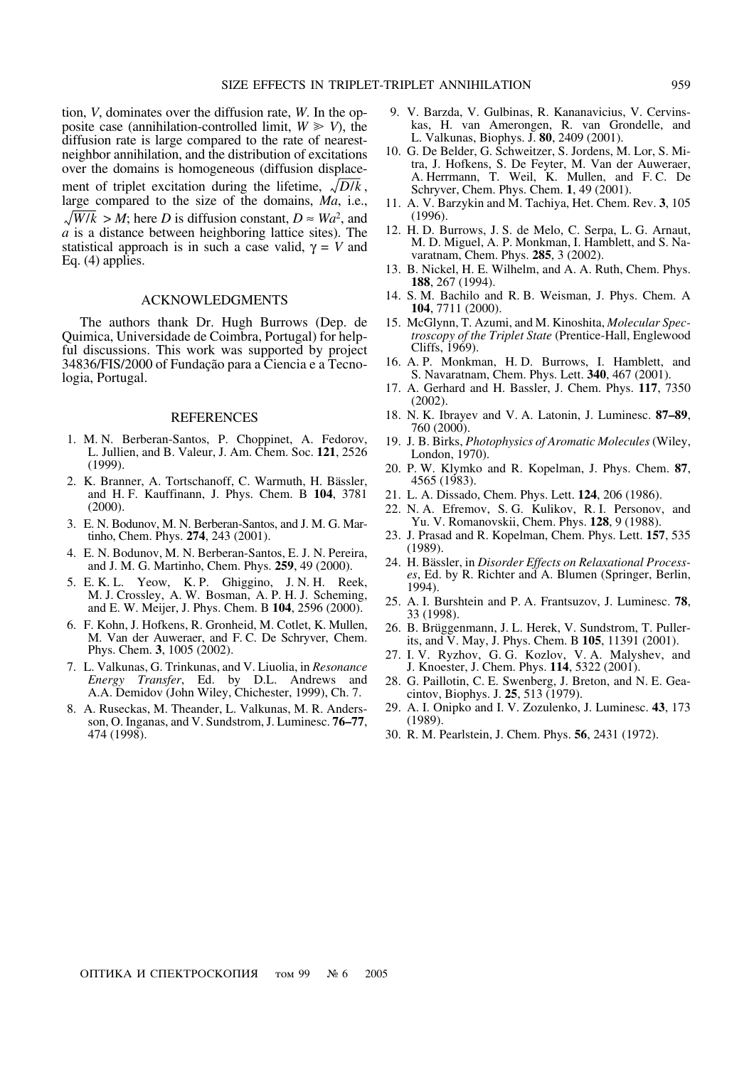tion, $V$, dominates over the diffusion rate, $W$. In the opposite case (annihilation-controlled limit, $W \gg V$), the diffusion rate is large compared to the rate of nearest-neighbor annihilation, and the distribution of excitations over the domains is homogeneous (diffusion displacement of triplet excitation during the lifetime, $\sqrt{D/k}$, large compared to the size of the domains, $Ma$, i.e., $\sqrt{W/k} > M$; here $D$ is diffusion constant, $D \approx Wa^2$, and $a$ is a distance between heighboring lattice sites). The statistical approach is in such a case valid, $\gamma = V$ and Eq. (4) applies.

## ACKNOWLEDGMENTS

The authors thank Dr. Hugh Burrows (Dep. de Quimica, Universidade de Coimbra, Portugal) for helpful discussions. This work was supported by project 34836/FIS/2000 of Fundação para a Ciencia e a Tecnologia, Portugal.

## REFERENCES

1. M. N. Berberan-Santos, P. Choppinet, A. Fedorov, L. Jullien, and B. Valeur, J. Am. Chem. Soc. **121**, 2526 (1999).
2. K. Branner, A. Tortschanoff, C. Warmuth, H. Bässler, and H. F. Kauffinann, J. Phys. Chem. B **104**, 3781 (2000).
3. E. N. Bodunov, M. N. Berberan-Santos, and J. M. G. Martinho, Chem. Phys. **274**, 243 (2001).
4. E. N. Bodunov, M. N. Berberan-Santos, E. J. N. Pereira, and J. M. G. Martinho, Chem. Phys. **259**, 49 (2000).
5. E. K. L. Yeow, K. P. Ghiggino, J. N. H. Reek, M. J. Crossley, A. W. Bosman, A. P. H. J. Scheming, and E. W. Meijer, J. Phys. Chem. B **104**, 2596 (2000).
6. F. Kohn, J. Hofkens, R. Gronheid, M. Cotlet, K. Mullen, M. Van der Auweraer, and F. C. De Schryver, Chem. Phys. Chem. **3**, 1005 (2002).
7. L. Valkunas, G. Trinkunas, and V. Liuolia, in *Resonance Energy Transfer*, Ed. by D.L. Andrews and A.A. Demidov (John Wiley, Chichester, 1999), Ch. 7.
8. A. Ruseckas, M. Theander, L. Valkunas, M. R. Andersson, O. Inganas, and V. Sundstrom, J. Luminesc. **76–77**, 474 (1998).
9. V. Barzda, V. Gulbinas, R. Kananavicius, V. Cervinskas, H. van Amerongen, R. van Grondelle, and L. Valkunas, Biophys. J. **80**, 2409 (2001).
10. G. De Belder, G. Schweitzer, S. Jordens, M. Lor, S. Mitra, J. Hofkens, S. De Feyter, M. Van der Auweraer, A. Herrmann, T. Weil, K. Mullen, and F. C. De Schryver, Chem. Phys. Chem. **1**, 49 (2001).
11. A. V. Barzykin and M. Tachiya, Het. Chem. Rev. **3**, 105 (1996).
12. H. D. Burrows, J. S. de Melo, C. Serpa, L. G. Arnaut, M. D. Miguel, A. P. Monkman, I. Hamblett, and S. Navaratnam, Chem. Phys. **285**, 3 (2002).
13. B. Nickel, H. E. Wilhelm, and A. A. Ruth, Chem. Phys. **188**, 267 (1994).
14. S. M. Bachilo and R. B. Weisman, J. Phys. Chem. A **104**, 7711 (2000).
15. McGlynn, T. Azumi, and M. Kinoshita, *Molecular Spectroscopy of the Triplet State* (Prentice-Hall, Englewood Cliffs, 1969).
16. A. P. Monkman, H. D. Burrows, I. Hamblett, and S. Navaratnam, Chem. Phys. Lett. **340**, 467 (2001).
17. A. Gerhard and H. Bassler, J. Chem. Phys. **117**, 7350 (2002).
18. N. K. Ibrayev and V. A. Latonin, J. Luminesc. **87–89**, 760 (2000).
19. J. B. Birks, *Photophysics of Aromatic Molecules* (Wiley, London, 1970).
20. P. W. Klymko and R. Kopelman, J. Phys. Chem. **87**, 4565 (1983).
21. L. A. Dissado, Chem. Phys. Lett. **124**, 206 (1986).
22. N. A. Efremov, S. G. Kulikov, R. I. Personov, and Yu. V. Romanovskii, Chem. Phys. **128**, 9 (1988).
23. J. Prasad and R. Kopelman, Chem. Phys. Lett. **157**, 535 (1989).
24. H. Bässler, in *Disorder Effects on Relaxational Processes*, Ed. by R. Richter and A. Blumen (Springer, Berlin, 1994).
25. A. I. Burshtein and P. A. Frantsuzov, J. Luminesc. **78**, 33 (1998).
26. B. Brüggenmann, J. L. Herek, V. Sundstrom, T. Pullerits, and V. May, J. Phys. Chem. B **105**, 11391 (2001).
27. I. V. Ryzhov, G. G. Kozlov, V. A. Malyshev, and J. Knoester, J. Chem. Phys. **114**, 5322 (2001).
28. G. Paillotin, C. E. Swenberg, J. Breton, and N. E. Geacintov, Biophys. J. **25**, 513 (1979).
29. A. I. Onipko and I. V. Zozulenko, J. Luminesc. **43**, 173 (1989).
30. R. M. Pearlstein, J. Chem. Phys. **56**, 2431 (1972).